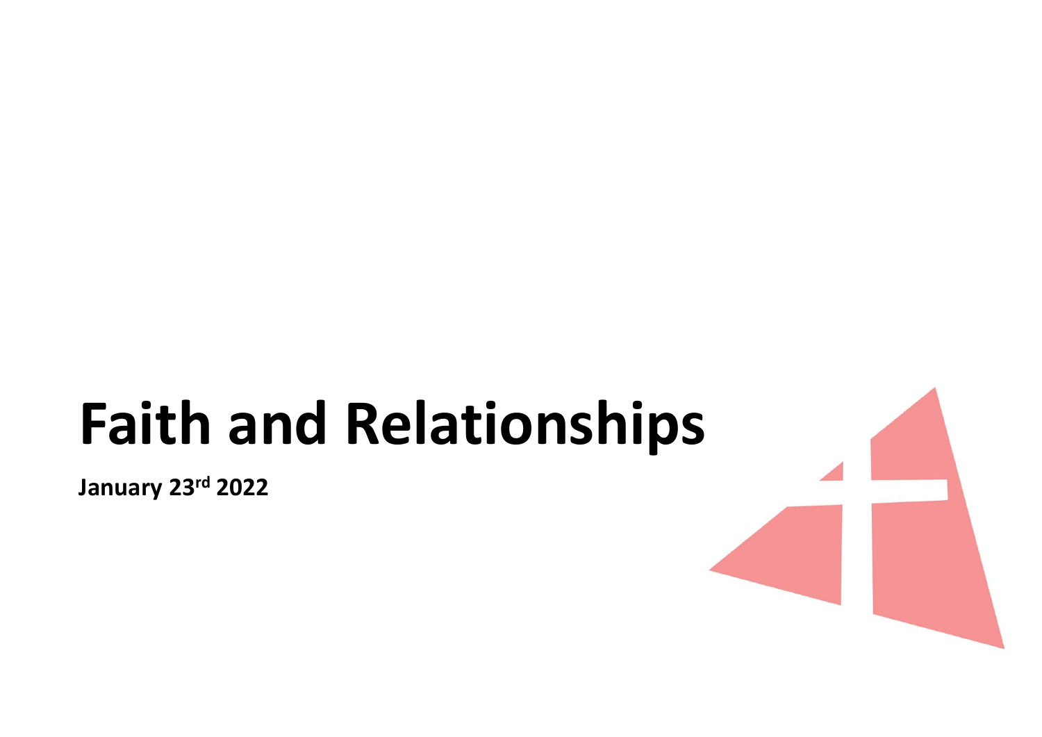# Faith and Relationships

**January 23rd 2022**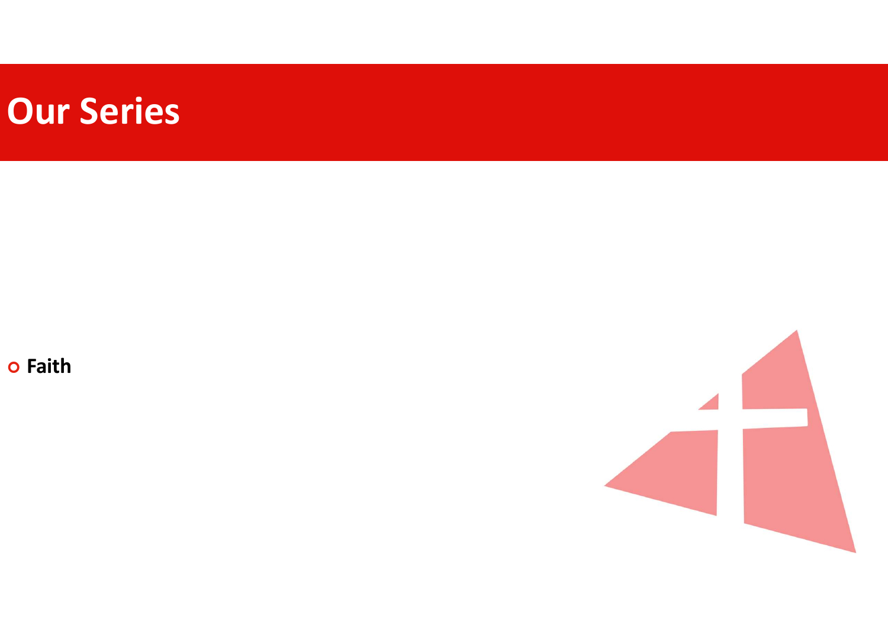# Our Series

- **Faith**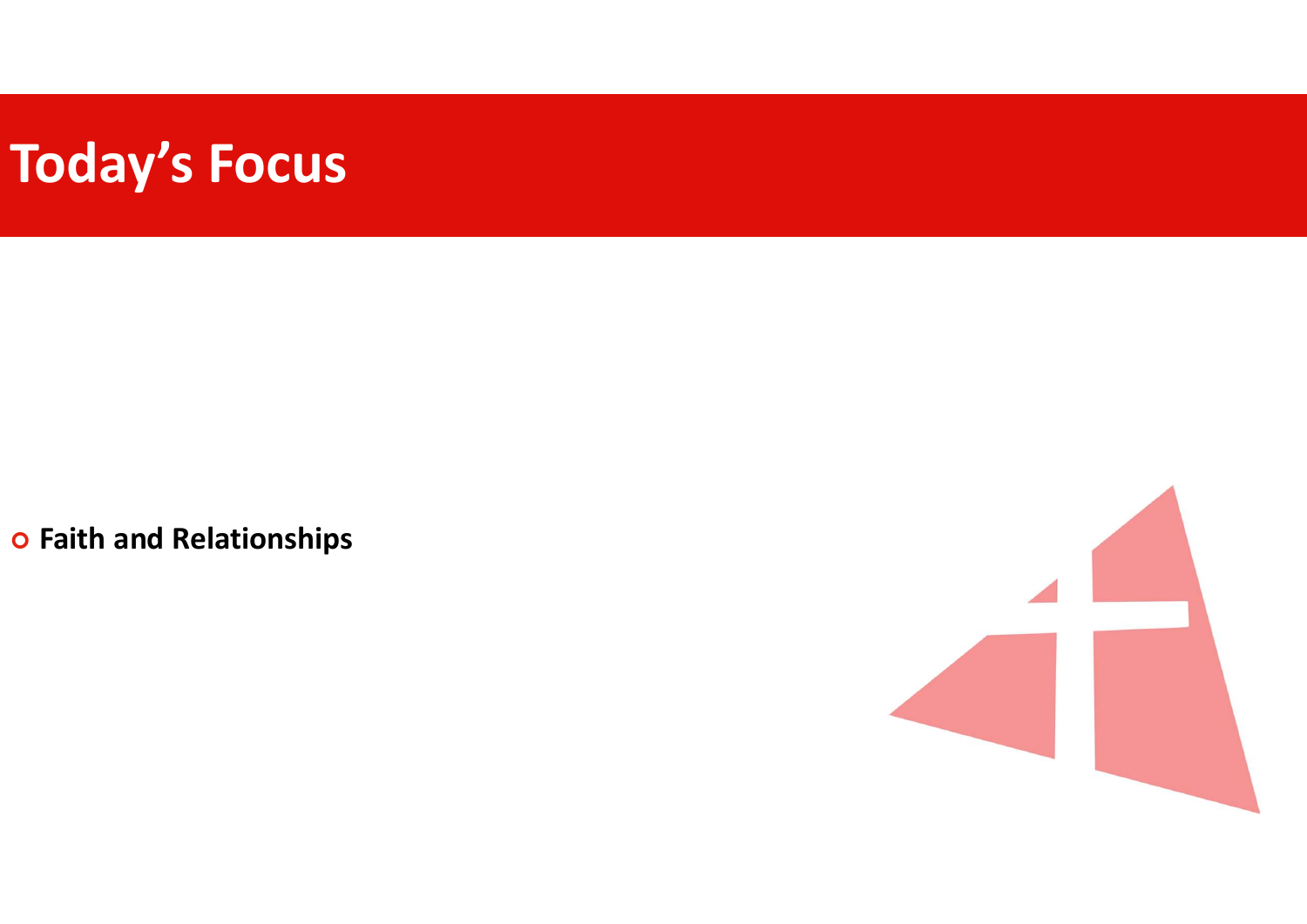# Today's Focus

- **Faith and Relationships**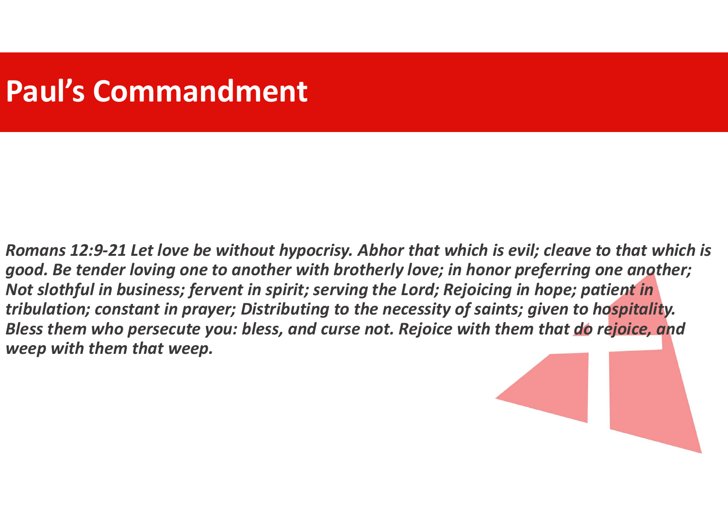# Paul's Commandment

***Romans 12:9-21 Let love be without hypocrisy. Abhor that which is evil; cleave to that which is good. Be tender loving one to another with brotherly love; in honor preferring one another; Not slothful in business; fervent in spirit; serving the Lord; Rejoicing in hope; patient in tribulation; constant in prayer; Distributing to the necessity of saints; given to hospitality. Bless them who persecute you: bless, and curse not. Rejoice with them that do rejoice, and weep with them that weep.***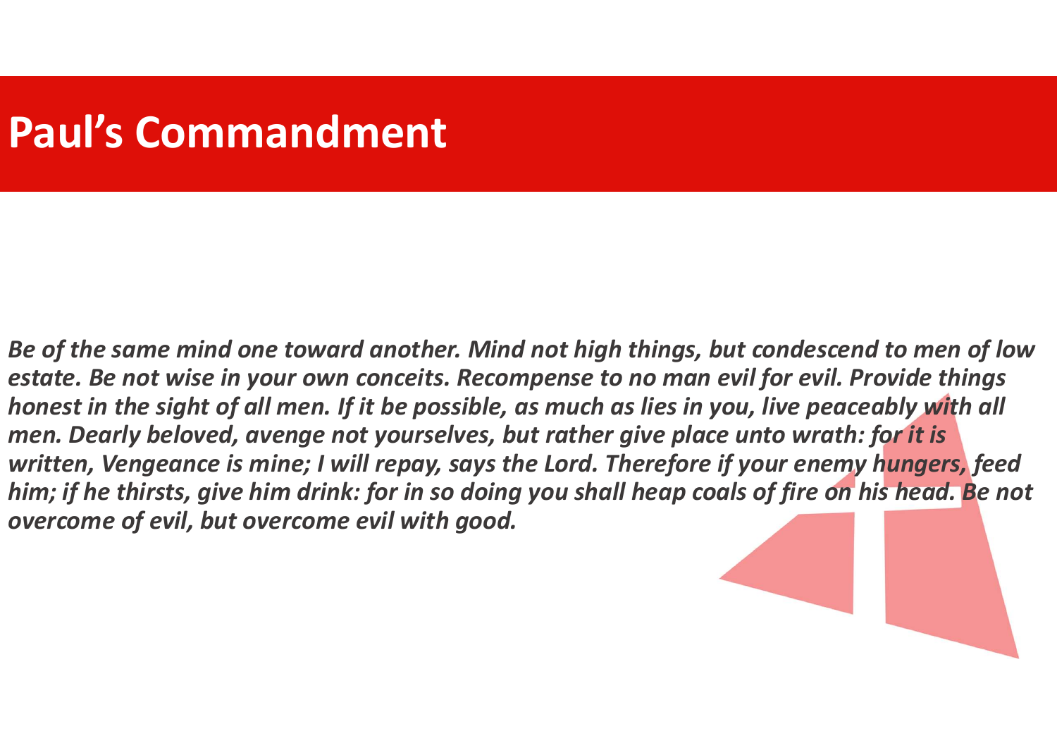# Paul's Commandment

***Be of the same mind one toward another. Mind not high things, but condescend to men of low estate. Be not wise in your own conceits. Recompense to no man evil for evil. Provide things honest in the sight of all men. If it be possible, as much as lies in you, live peaceably with all men. Dearly beloved, avenge not yourselves, but rather give place unto wrath: for it is written, Vengeance is mine; I will repay, says the Lord. Therefore if your enemy hungers, feed him; if he thirsts, give him drink: for in so doing you shall heap coals of fire on his head. Be not overcome of evil, but overcome evil with good.***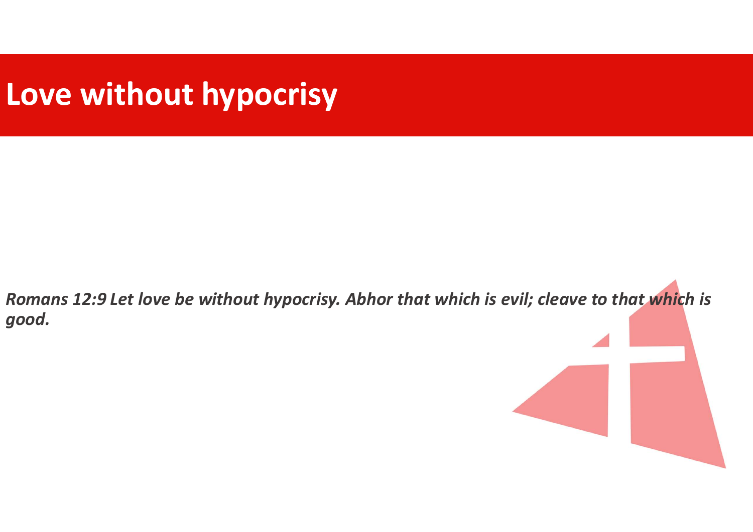# Love without hypocrisy

***Romans 12:9 Let love be without hypocrisy. Abhor that which is evil; cleave to that which is good.***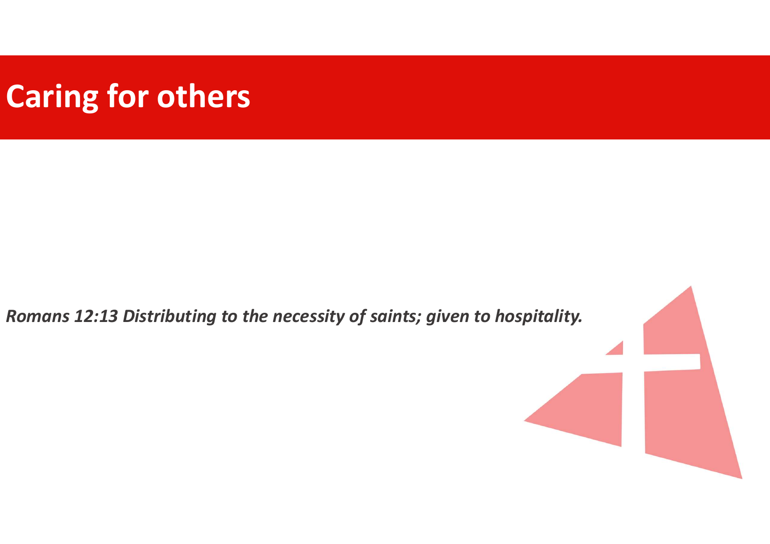# Caring for others

***Romans 12:13 Distributing to the necessity of saints; given to hospitality.***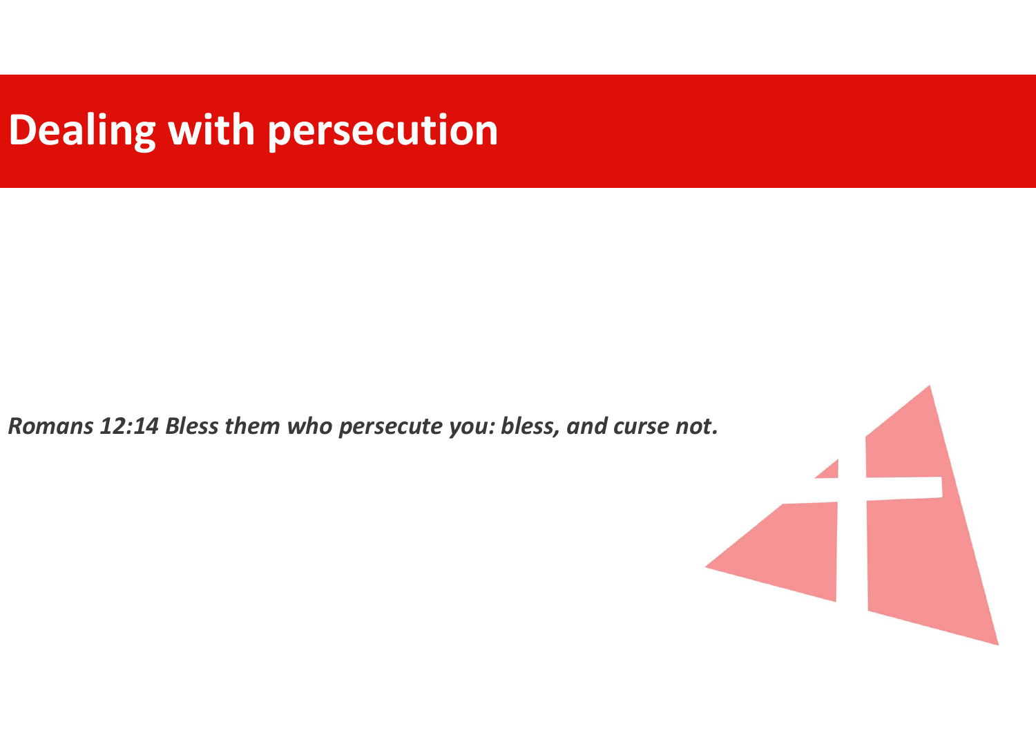# Dealing with persecution

***Romans 12:14 Bless them who persecute you: bless, and curse not.***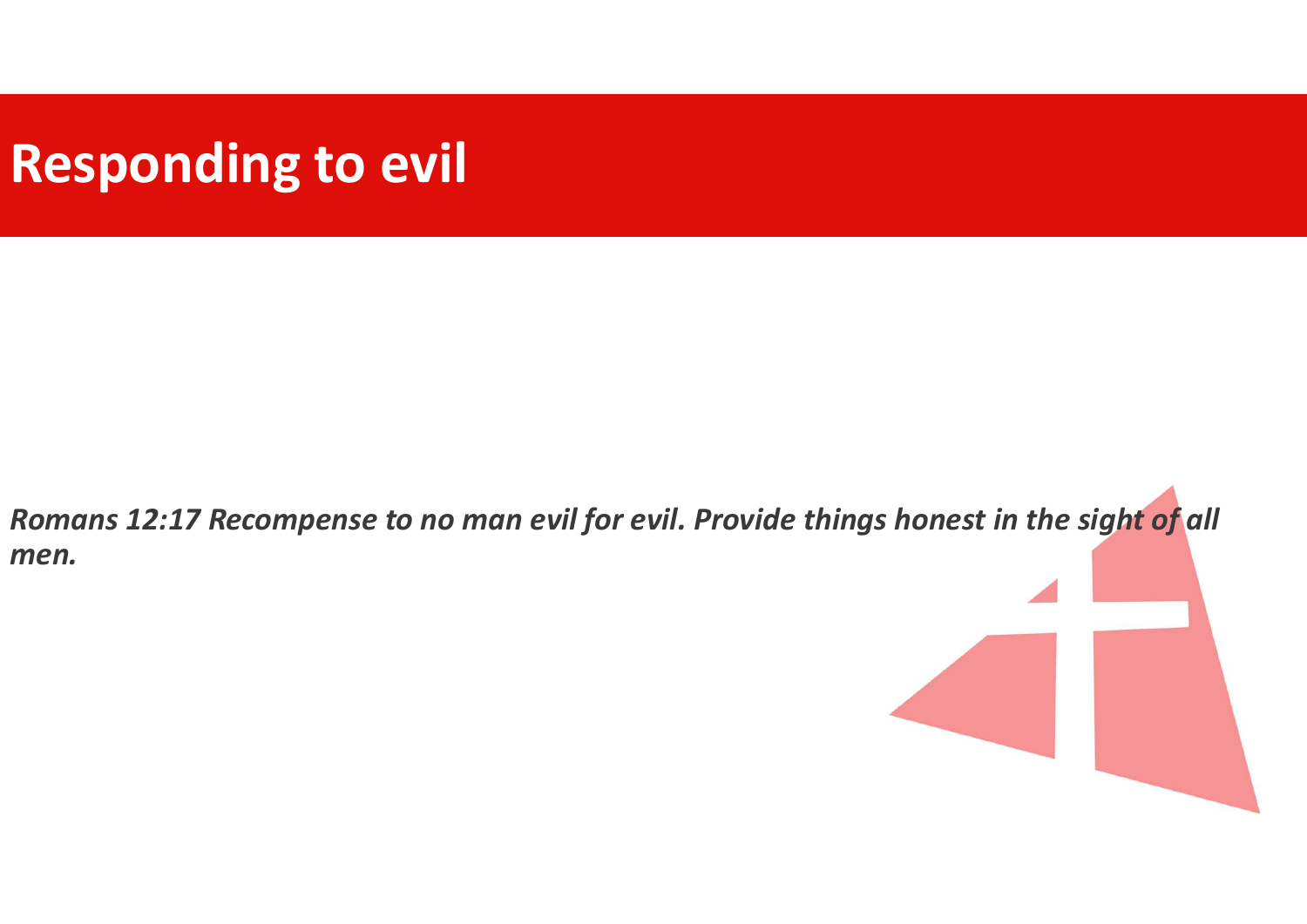# Responding to evil

***Romans 12:17 Recompense to no man evil for evil. Provide things honest in the sight of all men.***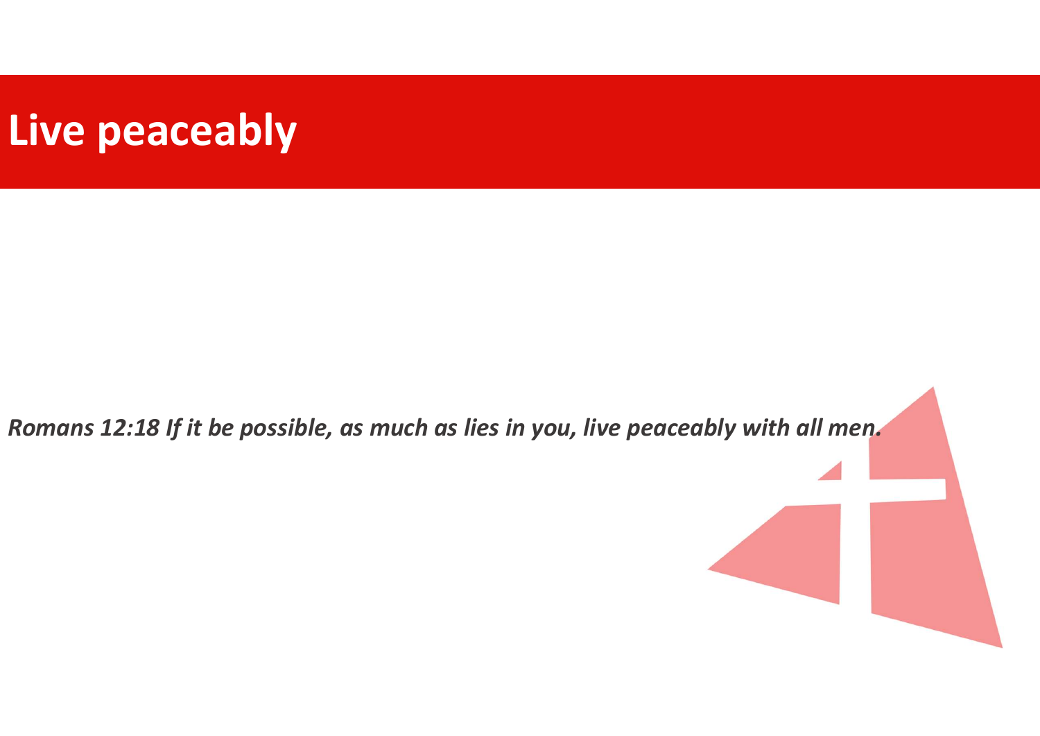# Live peaceably

*Romans 12:18 If it be possible, as much as lies in you, live peaceably with all men.*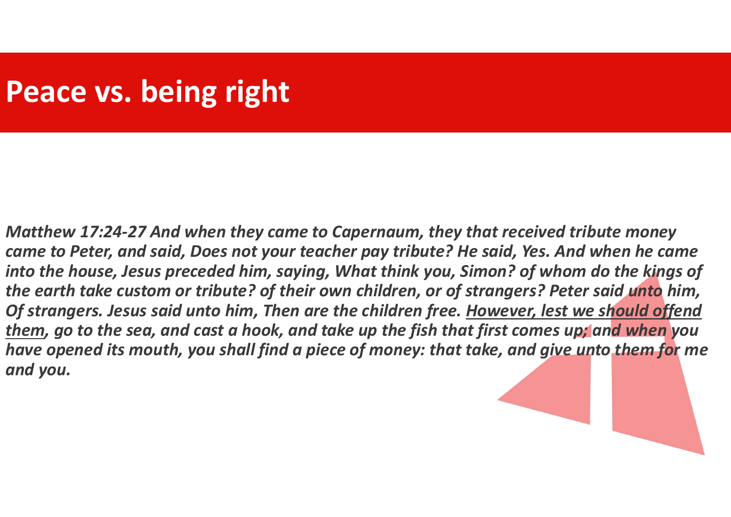# Peace vs. being right

*Matthew 17:24-27 And when they came to Capernaum, they that received tribute money came to Peter, and said, Does not your teacher pay tribute? He said, Yes. And when he came into the house, Jesus preceded him, saying, What think you, Simon? of whom do the kings of the earth take custom or tribute? of their own children, or of strangers? Peter said unto him, Of strangers. Jesus said unto him, Then are the children free. <u>However, lest we should offend them</u>, go to the sea, and cast a hook, and take up the fish that first comes up; and when you have opened its mouth, you shall find a piece of money: that take, and give unto them for me and you.*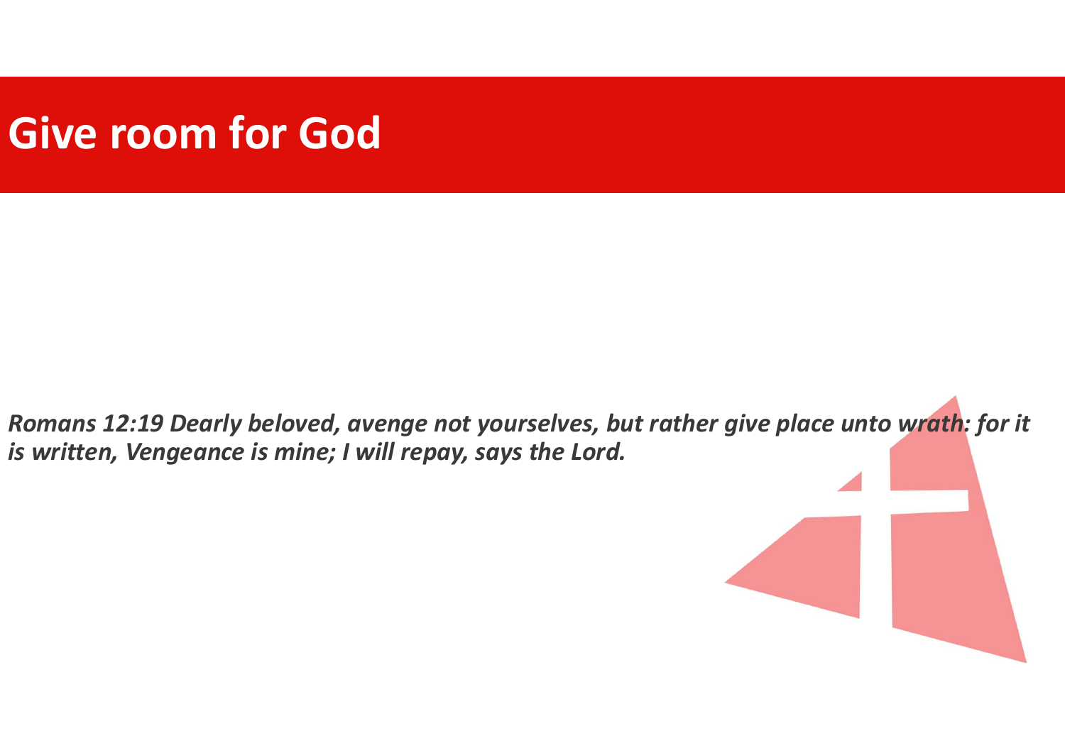# Give room for God

***Romans 12:19 Dearly beloved, avenge not yourselves, but rather give place unto wrath: for it is written, Vengeance is mine; I will repay, says the Lord.***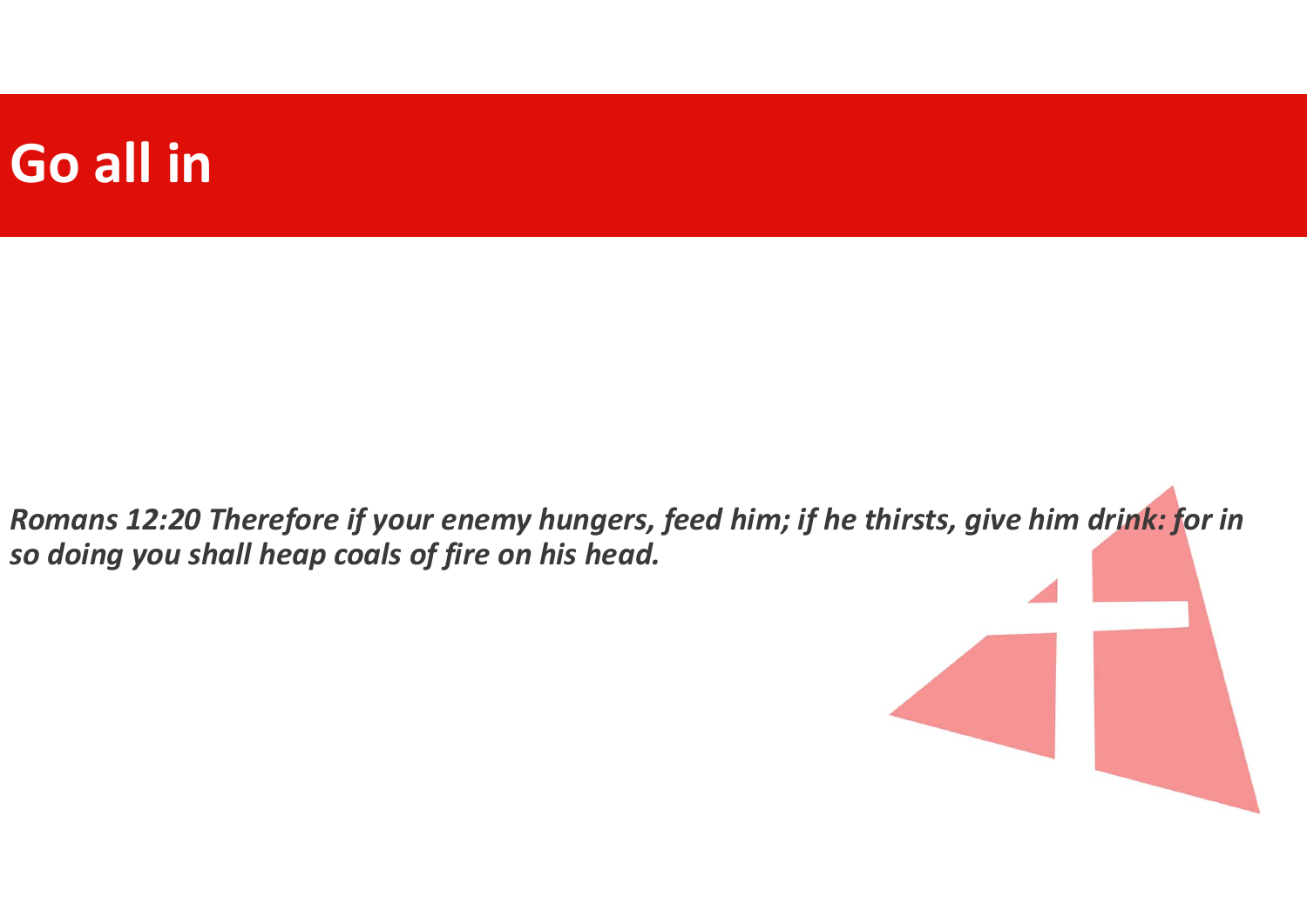# Go all in

***Romans 12:20 Therefore if your enemy hungers, feed him; if he thirsts, give him drink: for in so doing you shall heap coals of fire on his head.***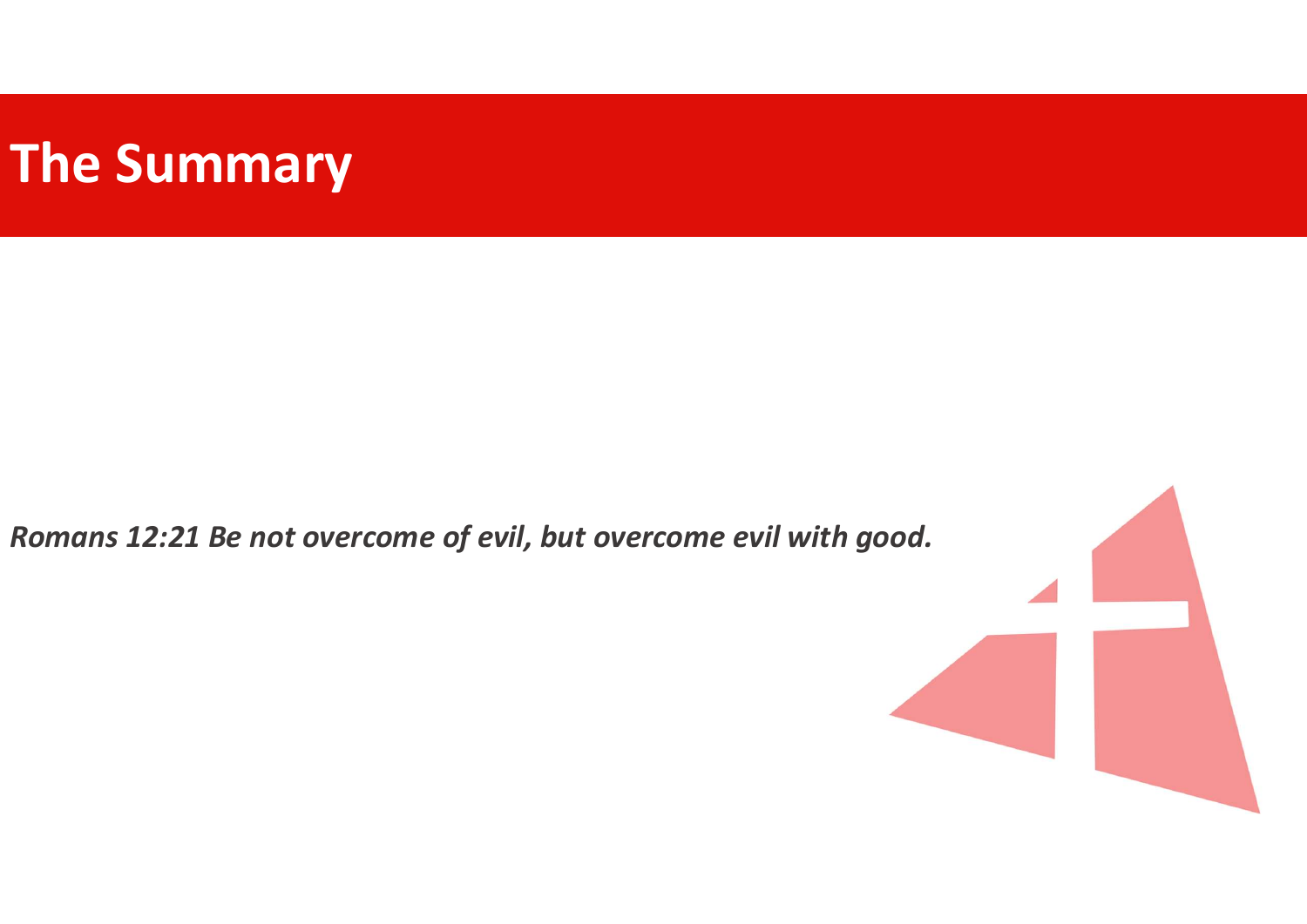# The Summary

*Romans 12:21 Be not overcome of evil, but overcome evil with good.*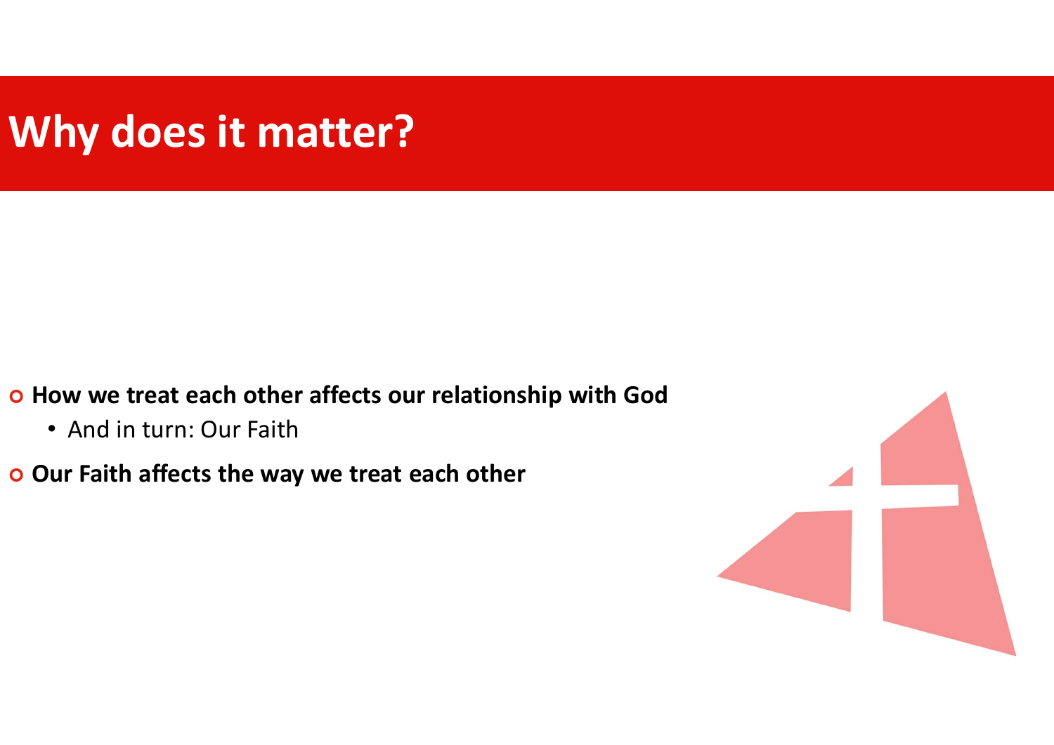# Why does it matter?

- **How we treat each other affects our relationship with God**
  - And in turn: Our Faith
- **Our Faith affects the way we treat each other**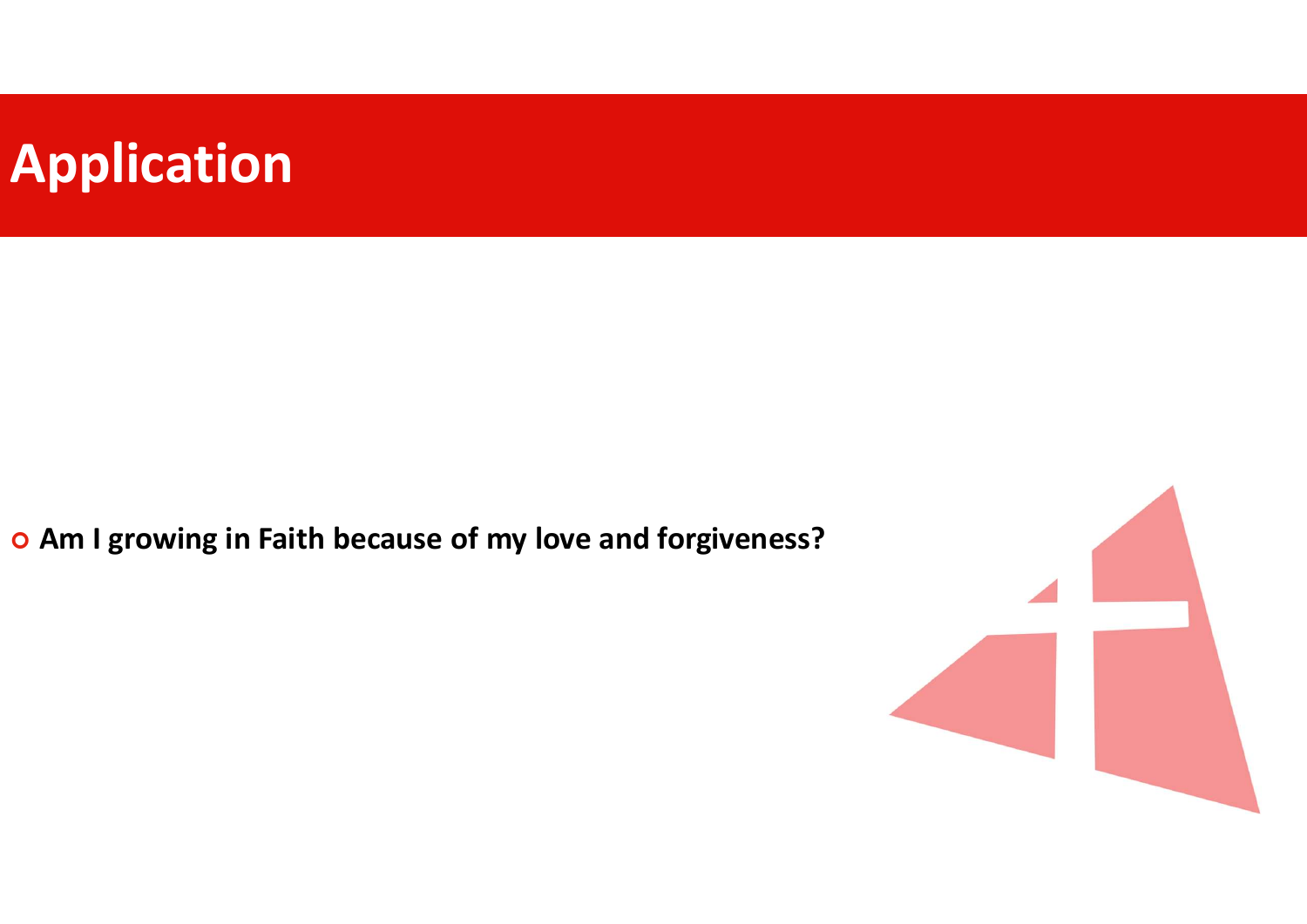# Application

- **Am I growing in Faith because of my love and forgiveness?**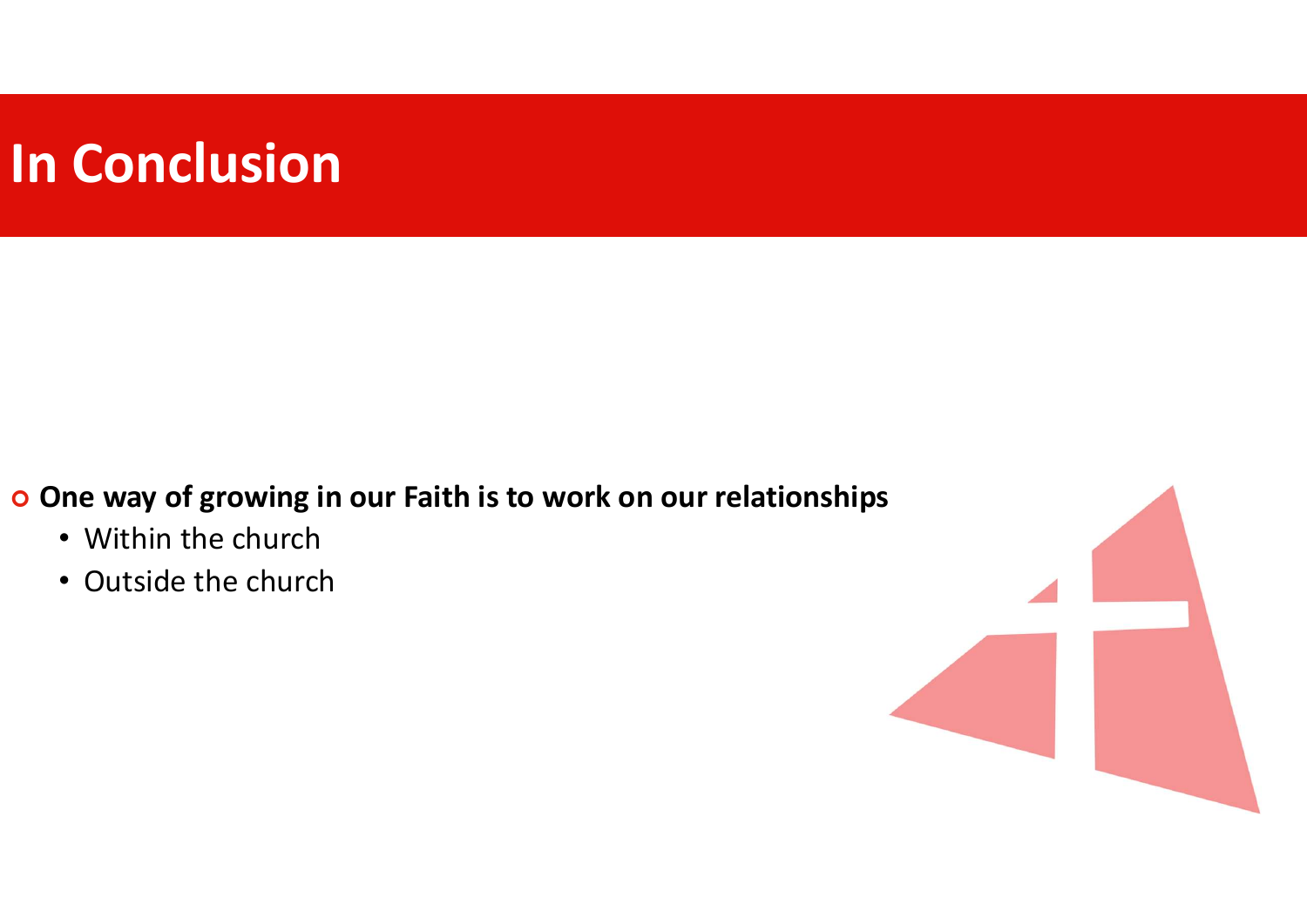# In Conclusion

- **One way of growing in our Faith is to work on our relationships**
  - Within the church
  - Outside the church